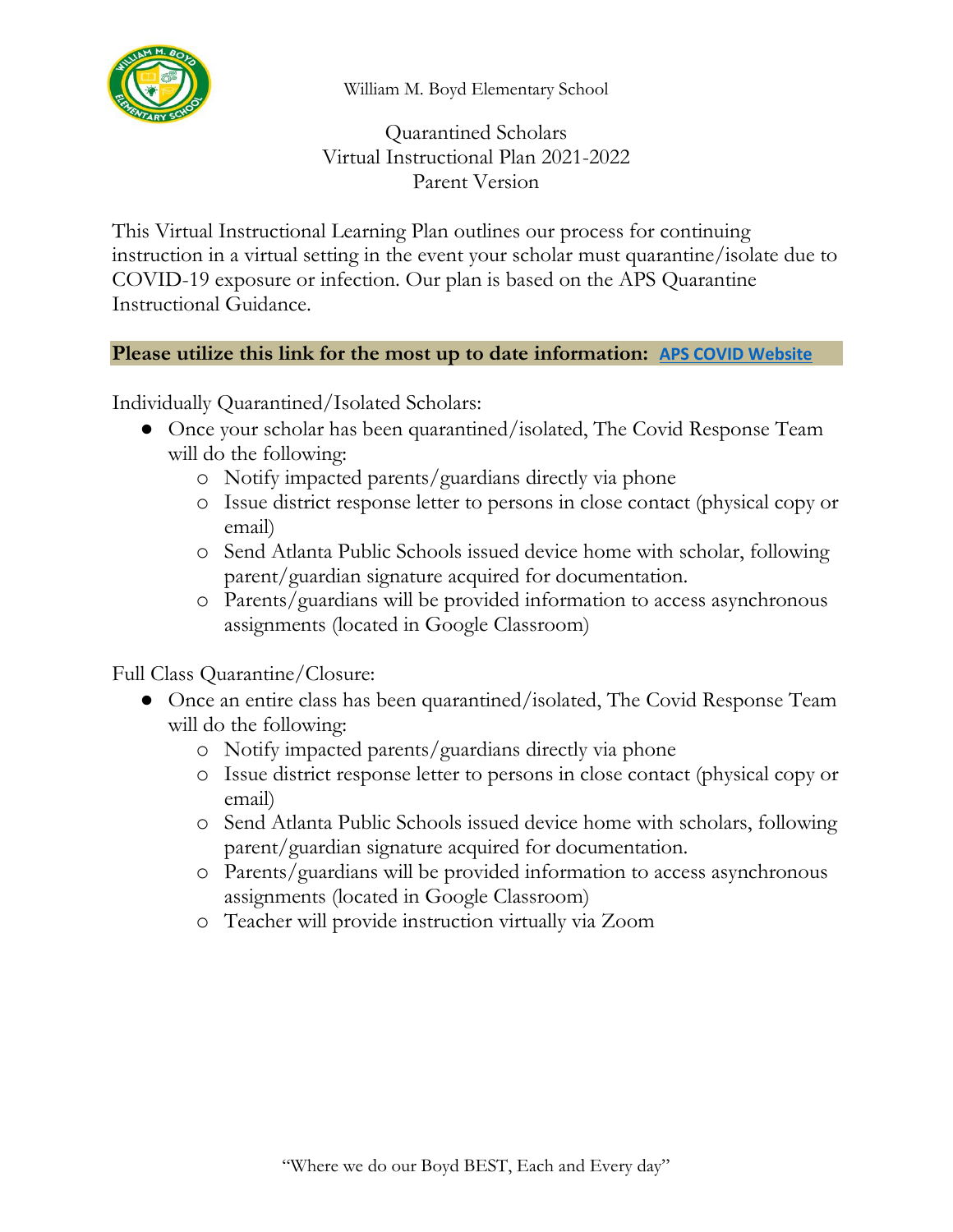William M. Boyd Elementary School

# Quarantined Scholars
# Virtual Instructional Plan 2021-2022
# Parent Version

This Virtual Instructional Learning Plan outlines our process for continuing instruction in a virtual setting in the event your scholar must quarantine/isolate due to COVID-19 exposure or infection. Our plan is based on the APS Quarantine Instructional Guidance.

**Please utilize this link for the most up to date information: APS COVID Website**

Individually Quarantined/Isolated Scholars:

- Once your scholar has been quarantined/isolated, The Covid Response Team will do the following:
  - Notify impacted parents/guardians directly via phone
  - Issue district response letter to persons in close contact (physical copy or email)
  - Send Atlanta Public Schools issued device home with scholar, following parent/guardian signature acquired for documentation.
  - Parents/guardians will be provided information to access asynchronous assignments (located in Google Classroom)

Full Class Quarantine/Closure:

- Once an entire class has been quarantined/isolated, The Covid Response Team will do the following:
  - Notify impacted parents/guardians directly via phone
  - Issue district response letter to persons in close contact (physical copy or email)
  - Send Atlanta Public Schools issued device home with scholars, following parent/guardian signature acquired for documentation.
  - Parents/guardians will be provided information to access asynchronous assignments (located in Google Classroom)
  - Teacher will provide instruction virtually via Zoom

"Where we do our Boyd BEST, Each and Every day"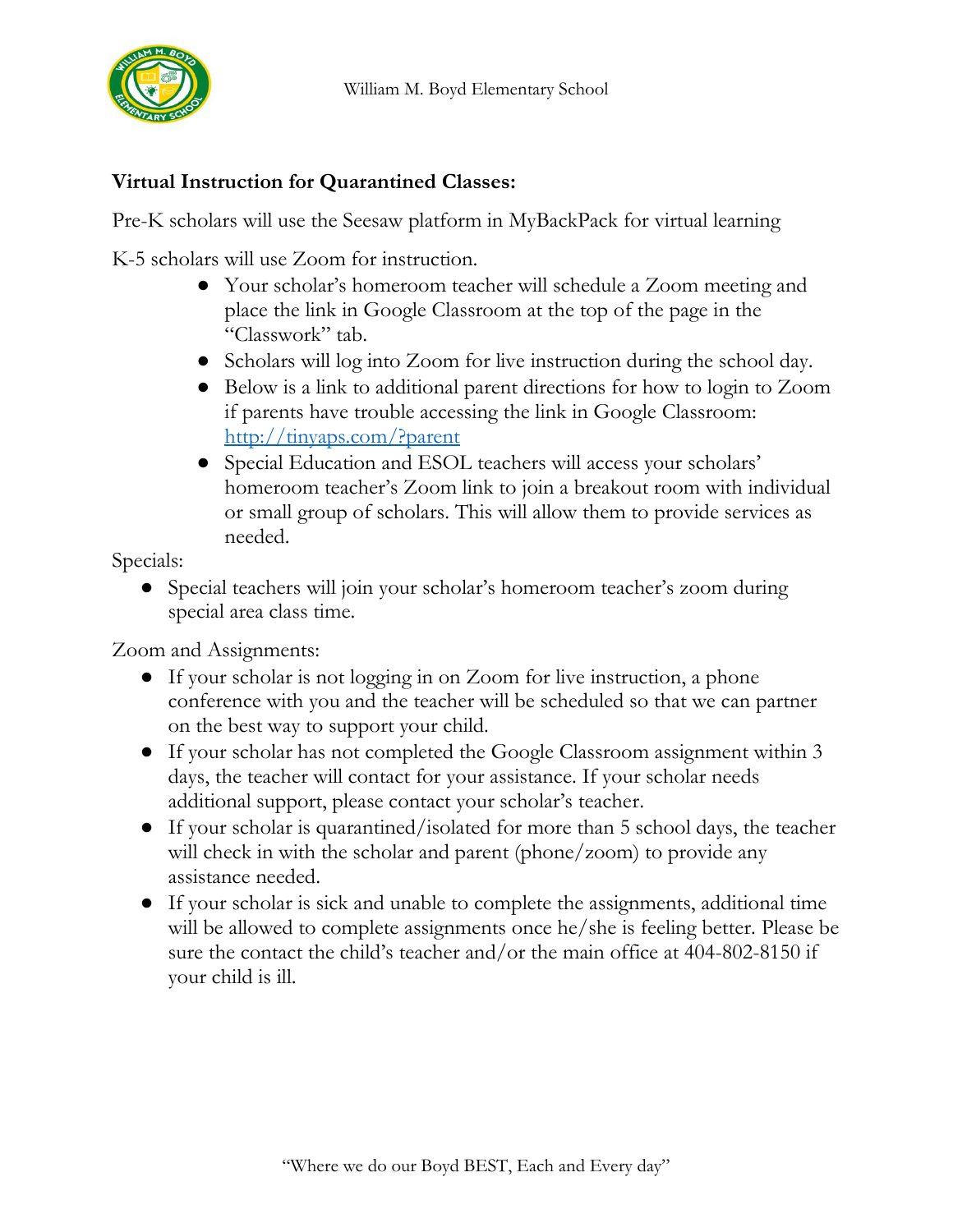**Virtual Instruction for Quarantined Classes:**

Pre-K scholars will use the Seesaw platform in MyBackPack for virtual learning

K-5 scholars will use Zoom for instruction.

- Your scholar's homeroom teacher will schedule a Zoom meeting and place the link in Google Classroom at the top of the page in the "Classwork" tab.
- Scholars will log into Zoom for live instruction during the school day.
- Below is a link to additional parent directions for how to login to Zoom if parents have trouble accessing the link in Google Classroom: [http://tinyaps.com/?parent](http://tinyaps.com/?parent)
- Special Education and ESOL teachers will access your scholars' homeroom teacher's Zoom link to join a breakout room with individual or small group of scholars. This will allow them to provide services as needed.

Specials:

- Special teachers will join your scholar's homeroom teacher's zoom during special area class time.

Zoom and Assignments:

- If your scholar is not logging in on Zoom for live instruction, a phone conference with you and the teacher will be scheduled so that we can partner on the best way to support your child.
- If your scholar has not completed the Google Classroom assignment within 3 days, the teacher will contact for your assistance. If your scholar needs additional support, please contact your scholar's teacher.
- If your scholar is quarantined/isolated for more than 5 school days, the teacher will check in with the scholar and parent (phone/zoom) to provide any assistance needed.
- If your scholar is sick and unable to complete the assignments, additional time will be allowed to complete assignments once he/she is feeling better. Please be sure the contact the child's teacher and/or the main office at 404-802-8150 if your child is ill.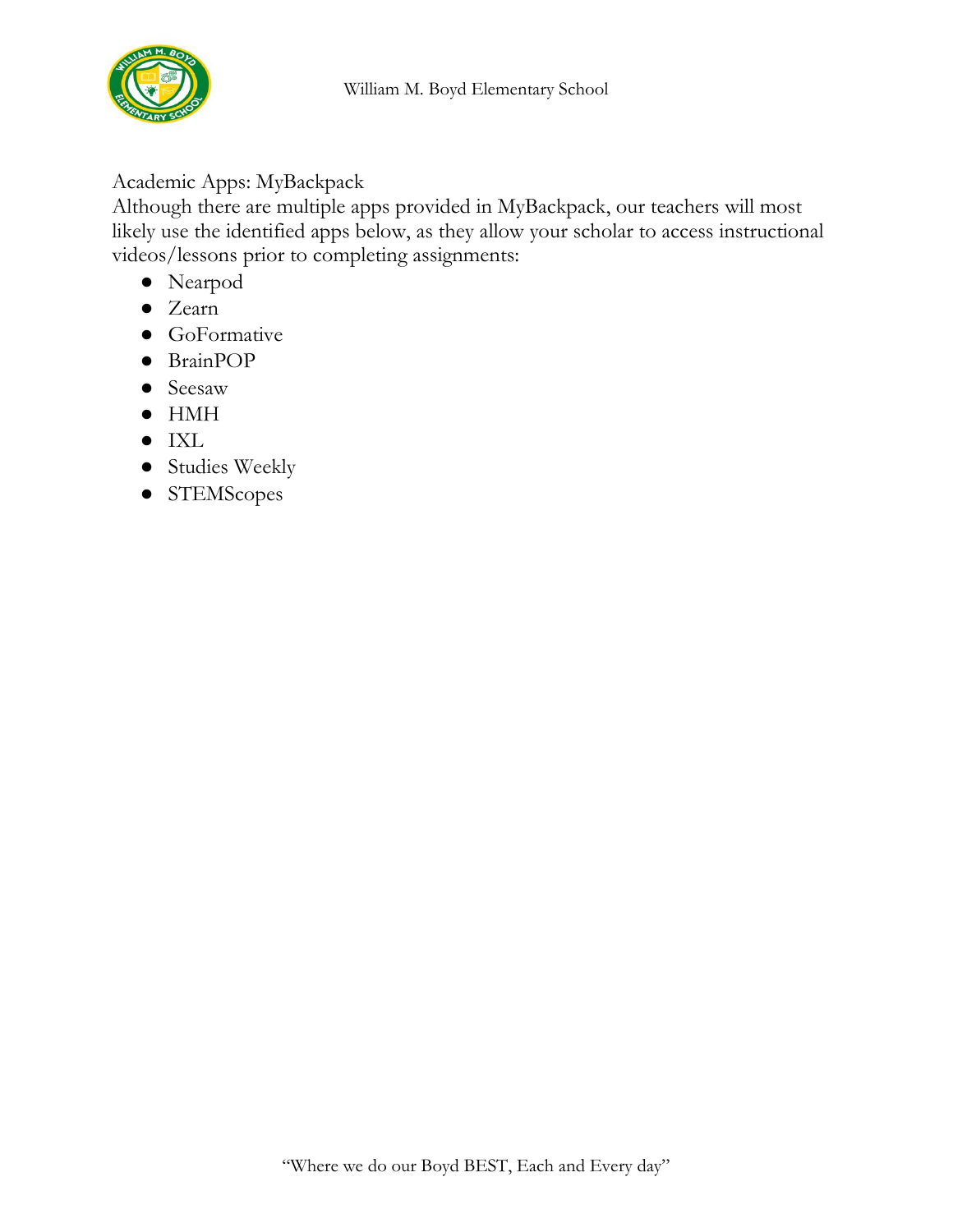Academic Apps: MyBackpack

Although there are multiple apps provided in MyBackpack, our teachers will most likely use the identified apps below, as they allow your scholar to access instructional videos/lessons prior to completing assignments:

- Nearpod
- Zearn
- GoFormative
- BrainPOP
- Seesaw
- HMH
- IXL
- Studies Weekly
- STEMScopes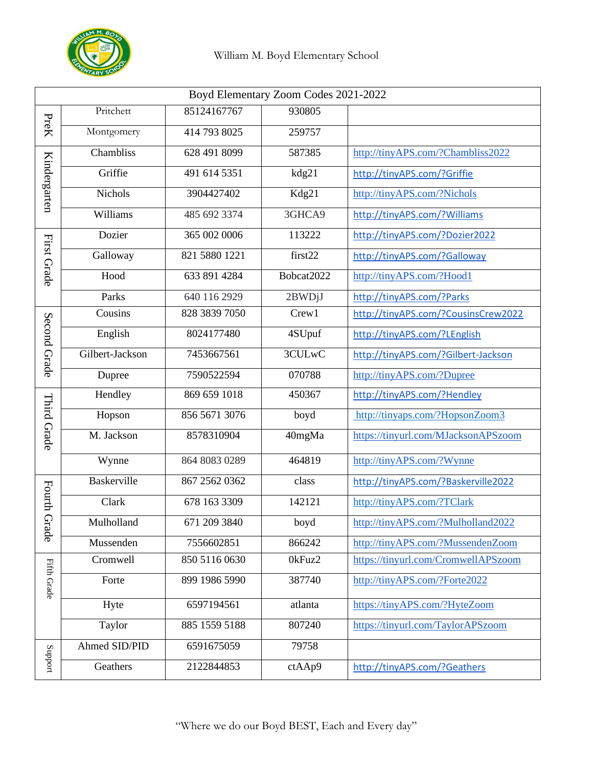William M. Boyd Elementary School

| Boyd Elementary Zoom Codes 2021-2022 | | | | |
|---|---|---|---|---|
| PreK | Pritchett | 85124167767 | 930805 | |
| | Montgomery | 414 793 8025 | 259757 | |
| Kindergarten | Chambliss | 628 491 8099 | 587385 | http://tinyAPS.com/?Chambliss2022 |
| | Griffie | 491 614 5351 | kdg21 | http://tinyAPS.com/?Griffie |
| | Nichols | 3904427402 | Kdg21 | http://tinyAPS.com/?Nichols |
| | Williams | 485 692 3374 | 3GHCA9 | http://tinyAPS.com/?Williams |
| First Grade | Dozier | 365 002 0006 | 113222 | http://tinyAPS.com/?Dozier2022 |
| | Galloway | 821 5880 1221 | first22 | http://tinyAPS.com/?Galloway |
| | Hood | 633 891 4284 | Bobcat2022 | http://tinyAPS.com/?Hood1 |
| | Parks | 640 116 2929 | 2BWDjJ | http://tinyAPS.com/?Parks |
| Second Grade | Cousins | 828 3839 7050 | Crew1 | http://tinyAPS.com/?CousinsCrew2022 |
| | English | 8024177480 | 4SUpuf | http://tinyAPS.com/?LEnglish |
| | Gilbert-Jackson | 7453667561 | 3CULwC | http://tinyAPS.com/?Gilbert-Jackson |
| | Dupree | 7590522594 | 070788 | http://tinyAPS.com/?Dupree |
| Third Grade | Hendley | 869 659 1018 | 450367 | http://tinyAPS.com/?Hendley |
| | Hopson | 856 5671 3076 | boyd | http://tinyaps.com/?HopsonZoom3 |
| | M. Jackson | 8578310904 | 40mgMa | https://tinyurl.com/MJacksonAPSzoom |
| | Wynne | 864 8083 0289 | 464819 | http://tinyAPS.com/?Wynne |
| Fourth Grade | Baskerville | 867 2562 0362 | class | http://tinyAPS.com/?Baskerville2022 |
| | Clark | 678 163 3309 | 142121 | http://tinyAPS.com/?TClark |
| | Mulholland | 671 209 3840 | boyd | http://tinyAPS.com/?Mulholland2022 |
| | Mussenden | 7556602851 | 866242 | http://tinyAPS.com/?MussendenZoom |
| Fifth Grade | Cromwell | 850 5116 0630 | 0kFuz2 | https://tinyurl.com/CromwellAPSzoom |
| | Forte | 899 1986 5990 | 387740 | http://tinyAPS.com/?Forte2022 |
| | Hyte | 6597194561 | atlanta | https://tinyAPS.com/?HyteZoom |
| | Taylor | 885 1559 5188 | 807240 | https://tinyurl.com/TaylorAPSzoom |
| Support | Ahmed SID/PID | 6591675059 | 79758 | |
| | Geathers | 2122844853 | ctAAp9 | http://tinyAPS.com/?Geathers |

"Where we do our Boyd BEST, Each and Every day"